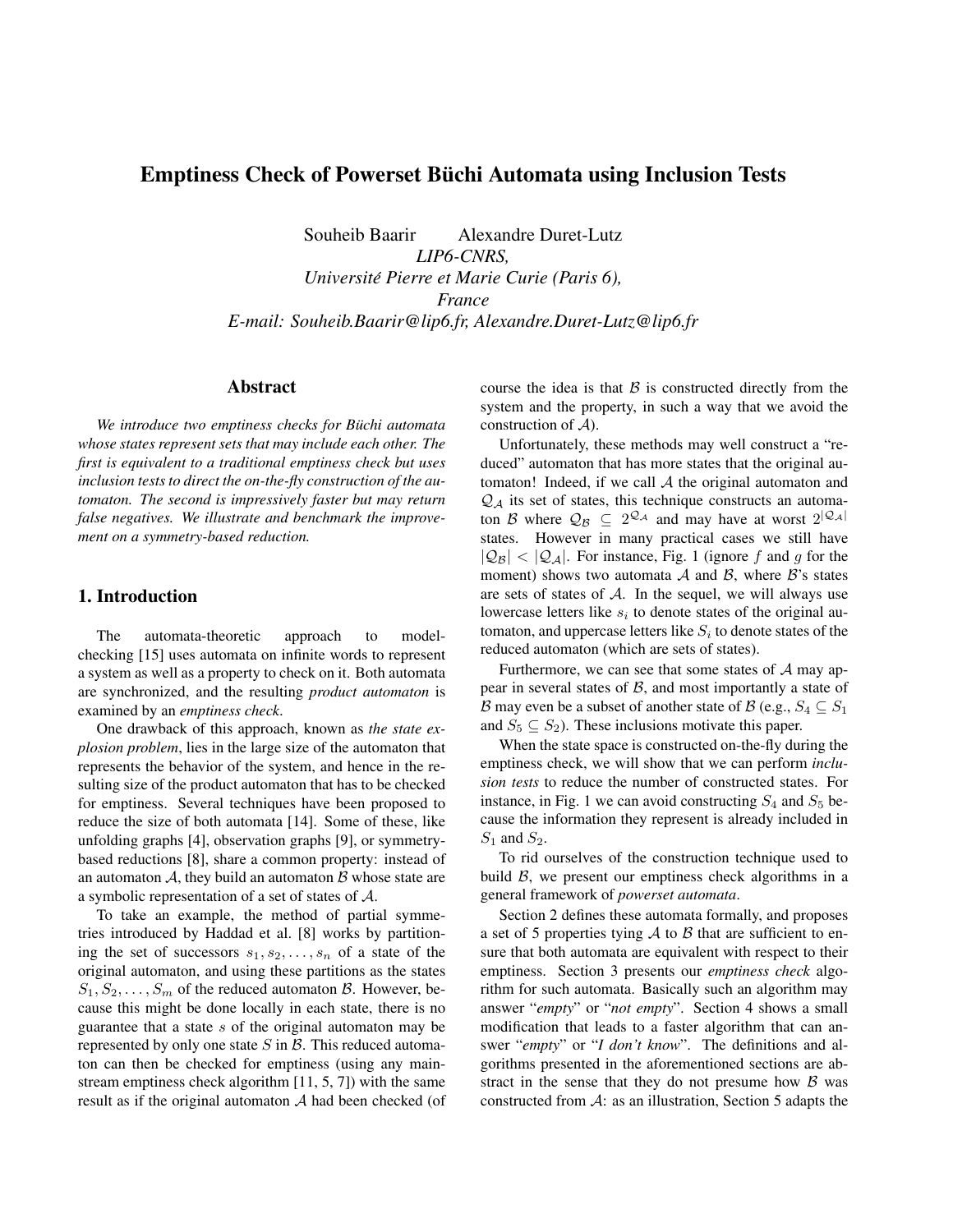# Emptiness Check of Powerset Büchi Automata using Inclusion Tests

Souheib Baarir Alexandre Duret-Lutz
*LIP6-CNRS,*
*Université Pierre et Marie Curie (Paris 6),*
*France*
*E-mail: Souheib.Baarir@lip6.fr, Alexandre.Duret-Lutz@lip6.fr*

## Abstract

*We introduce two emptiness checks for Büchi automata whose states represent sets that may include each other. The first is equivalent to a traditional emptiness check but uses inclusion tests to direct the on-the-fly construction of the automaton. The second is impressively faster but may return false negatives. We illustrate and benchmark the improvement on a symmetry-based reduction.*

## 1. Introduction

The automata-theoretic approach to model-checking [15] uses automata on infinite words to represent a system as well as a property to check on it. Both automata are synchronized, and the resulting *product automaton* is examined by an *emptiness check*.

One drawback of this approach, known as *the state explosion problem*, lies in the large size of the automaton that represents the behavior of the system, and hence in the resulting size of the product automaton that has to be checked for emptiness. Several techniques have been proposed to reduce the size of both automata [14]. Some of these, like unfolding graphs [4], observation graphs [9], or symmetry-based reductions [8], share a common property: instead of an automaton $\mathcal{A}$, they build an automaton $\mathcal{B}$ whose state are a symbolic representation of a set of states of $\mathcal{A}$.

To take an example, the method of partial symmetries introduced by Haddad et al. [8] works by partitioning the set of successors $s_1, s_2, \ldots, s_n$ of a state of the original automaton, and using these partitions as the states $S_1, S_2, \ldots, S_m$ of the reduced automaton $\mathcal{B}$. However, because this might be done locally in each state, there is no guarantee that a state $s$ of the original automaton may be represented by only one state $S$ in $\mathcal{B}$. This reduced automaton can then be checked for emptiness (using any mainstream emptiness check algorithm [11, 5, 7]) with the same result as if the original automaton $\mathcal{A}$ had been checked (of course the idea is that $\mathcal{B}$ is constructed directly from the system and the property, in such a way that we avoid the construction of $\mathcal{A}$).

Unfortunately, these methods may well construct a "reduced" automaton that has more states that the original automaton! Indeed, if we call $\mathcal{A}$ the original automaton and $\mathcal{Q}_{\mathcal{A}}$ its set of states, this technique constructs an automaton $\mathcal{B}$ where $\mathcal{Q}_{\mathcal{B}} \subseteq 2^{\mathcal{Q}_{\mathcal{A}}}$ and may have at worst $2^{|\mathcal{Q}_{\mathcal{A}}|}$ states. However in many practical cases we still have $|\mathcal{Q}_{\mathcal{B}}| < |\mathcal{Q}_{\mathcal{A}}|$. For instance, Fig. 1 (ignore $f$ and $g$ for the moment) shows two automata $\mathcal{A}$ and $\mathcal{B}$, where $\mathcal{B}$'s states are sets of states of $\mathcal{A}$. In the sequel, we will always use lowercase letters like $s_i$ to denote states of the original automaton, and uppercase letters like $S_i$ to denote states of the reduced automaton (which are sets of states).

Furthermore, we can see that some states of $\mathcal{A}$ may appear in several states of $\mathcal{B}$, and most importantly a state of $\mathcal{B}$ may even be a subset of another state of $\mathcal{B}$ (e.g., $S_4 \subseteq S_1$ and $S_5 \subseteq S_2$). These inclusions motivate this paper.

When the state space is constructed on-the-fly during the emptiness check, we will show that we can perform *inclusion tests* to reduce the number of constructed states. For instance, in Fig. 1 we can avoid constructing $S_4$ and $S_5$ because the information they represent is already included in $S_1$ and $S_2$.

To rid ourselves of the construction technique used to build $\mathcal{B}$, we present our emptiness check algorithms in a general framework of *powerset automata*.

Section 2 defines these automata formally, and proposes a set of 5 properties tying $\mathcal{A}$ to $\mathcal{B}$ that are sufficient to ensure that both automata are equivalent with respect to their emptiness. Section 3 presents our *emptiness check* algorithm for such automata. Basically such an algorithm may answer "*empty*" or "*not empty*". Section 4 shows a small modification that leads to a faster algorithm that can answer "*empty*" or "*I don't know*". The definitions and algorithms presented in the aforementioned sections are abstract in the sense that they do not presume how $\mathcal{B}$ was constructed from $\mathcal{A}$: as an illustration, Section 5 adapts the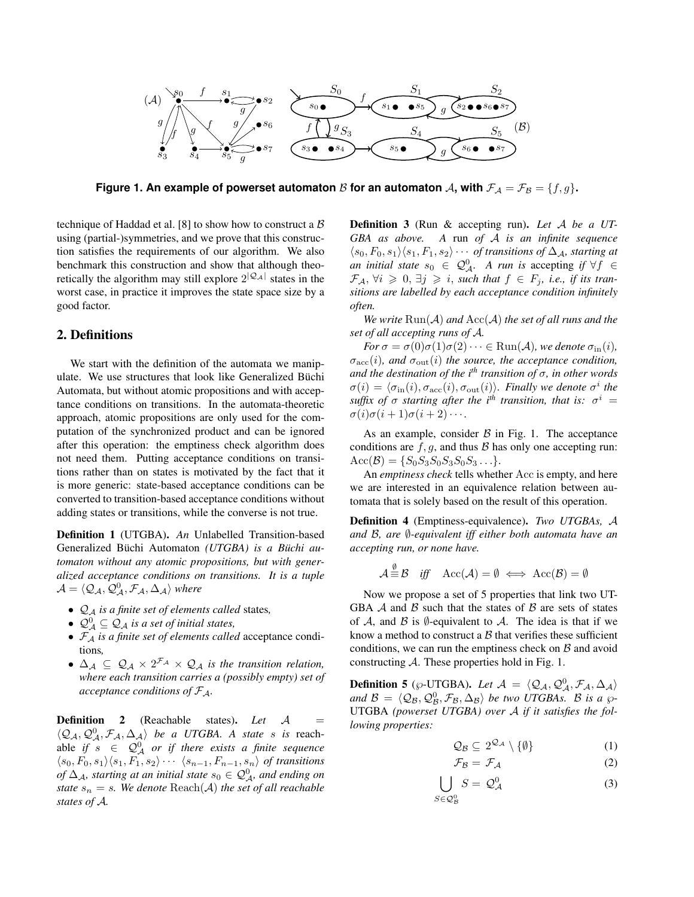Figure 1. An example of powerset automaton $\mathcal{B}$ for an automaton $\mathcal{A}$, with $\mathcal{F}_{\mathcal{A}} = \mathcal{F}_{\mathcal{B}} = \{f, g\}$.

technique of Haddad et al. [8] to show how to construct a $\mathcal{B}$ using (partial-)symmetries, and we prove that this construction satisfies the requirements of our algorithm. We also benchmark this construction and show that although theoretically the algorithm may still explore $2^{|\mathcal{Q}_{\mathcal{A}}|}$ states in the worst case, in practice it improves the state space size by a good factor.

## 2. Definitions

We start with the definition of the automata we manipulate. We use structures that look like Generalized Büchi Automata, but without atomic propositions and with acceptance conditions on transitions. In the automata-theoretic approach, atomic propositions are only used for the computation of the synchronized product and can be ignored after this operation: the emptiness check algorithm does not need them. Putting acceptance conditions on transitions rather than on states is motivated by the fact that it is more generic: state-based acceptance conditions can be converted to transition-based acceptance conditions without adding states or transitions, while the converse is not true.

**Definition 1** (UTGBA). *An* Unlabelled Transition-based Generalized Büchi Automaton *(UTGBA) is a Büchi automaton without any atomic propositions, but with generalized acceptance conditions on transitions. It is a tuple $\mathcal{A} = \langle \mathcal{Q}_{\mathcal{A}}, \mathcal{Q}^0_{\mathcal{A}}, \mathcal{F}_{\mathcal{A}}, \Delta_{\mathcal{A}} \rangle$ where*

- *$\mathcal{Q}_{\mathcal{A}}$ is a finite set of elements called* states*,*
- *$\mathcal{Q}^0_{\mathcal{A}} \subseteq \mathcal{Q}_{\mathcal{A}}$ is a set of initial states,*
- *$\mathcal{F}_{\mathcal{A}}$ is a finite set of elements called* acceptance conditions*,*
- *$\Delta_{\mathcal{A}} \subseteq \mathcal{Q}_{\mathcal{A}} \times 2^{\mathcal{F}_{\mathcal{A}}} \times \mathcal{Q}_{\mathcal{A}}$ is the transition relation, where each transition carries a (possibly empty) set of acceptance conditions of $\mathcal{F}_{\mathcal{A}}$.*

**Definition 2** (Reachable states). *Let $\mathcal{A} = \langle \mathcal{Q}_{\mathcal{A}}, \mathcal{Q}^0_{\mathcal{A}}, \mathcal{F}_{\mathcal{A}}, \Delta_{\mathcal{A}} \rangle$ be a UTGBA. A state $s$ is* reachable *if $s \in \mathcal{Q}^0_{\mathcal{A}}$ or if there exists a finite sequence $\langle s_0, F_0, s_1 \rangle \langle s_1, F_1, s_2 \rangle \cdots \langle s_{n-1}, F_{n-1}, s_n \rangle$ of transitions of $\Delta_{\mathcal{A}}$, starting at an initial state $s_0 \in \mathcal{Q}^0_{\mathcal{A}}$, and ending on state $s_n = s$. We denote $\mathrm{Reach}(\mathcal{A})$ the set of all reachable states of $\mathcal{A}$.*

**Definition 3** (Run & accepting run). *Let $\mathcal{A}$ be a UTGBA as above. A* run *of $\mathcal{A}$ is an infinite sequence $\langle s_0, F_0, s_1 \rangle \langle s_1, F_1, s_2 \rangle \cdots$ of transitions of $\Delta_{\mathcal{A}}$, starting at an initial state $s_0 \in \mathcal{Q}^0_{\mathcal{A}}$. A run is* accepting *if $\forall f \in \mathcal{F}_{\mathcal{A}}, \forall i \geqslant 0, \exists j \geqslant i$, such that $f \in F_j$, i.e., if its transitions are labelled by each acceptance condition infinitely often.*

*We write $\mathrm{Run}(\mathcal{A})$ and $\mathrm{Acc}(\mathcal{A})$ the set of all runs and the set of all accepting runs of $\mathcal{A}$.*

*For $\sigma = \sigma(0)\sigma(1)\sigma(2) \cdots \in \mathrm{Run}(\mathcal{A})$, we denote $\sigma_{\mathrm{in}}(i)$, $\sigma_{\mathrm{acc}}(i)$, and $\sigma_{\mathrm{out}}(i)$ the source, the acceptance condition, and the destination of the $i^{th}$ transition of $\sigma$, in other words $\sigma(i) = \langle \sigma_{\mathrm{in}}(i), \sigma_{\mathrm{acc}}(i), \sigma_{\mathrm{out}}(i) \rangle$. Finally we denote $\sigma^i$ the suffix of $\sigma$ starting after the $i^{th}$ transition, that is: $\sigma^i = \sigma(i)\sigma(i+1)\sigma(i+2) \cdots$.*

As an example, consider $\mathcal{B}$ in Fig. 1. The acceptance conditions are $f, g$, and thus $\mathcal{B}$ has only one accepting run: $\mathrm{Acc}(\mathcal{B}) = \{S_0 S_3 S_0 S_3 S_0 S_3 \ldots\}$.

An *emptiness check* tells whether Acc is empty, and here we are interested in an equivalence relation between automata that is solely based on the result of this operation.

**Definition 4** (Emptiness-equivalence). *Two UTGBAs, $\mathcal{A}$ and $\mathcal{B}$, are $\emptyset$-equivalent iff either both automata have an accepting run, or none have.*

$$\mathcal{A} \overset{\emptyset}{\equiv} \mathcal{B} \quad \textit{iff} \quad \mathrm{Acc}(\mathcal{A}) = \emptyset \iff \mathrm{Acc}(\mathcal{B}) = \emptyset$$

Now we propose a set of 5 properties that link two UTGBA $\mathcal{A}$ and $\mathcal{B}$ such that the states of $\mathcal{B}$ are sets of states of $\mathcal{A}$, and $\mathcal{B}$ is $\emptyset$-equivalent to $\mathcal{A}$. The idea is that if we know a method to construct a $\mathcal{B}$ that verifies these sufficient conditions, we can run the emptiness check on $\mathcal{B}$ and avoid constructing $\mathcal{A}$. These properties hold in Fig. 1.

**Definition 5** ($\wp$-UTGBA). *Let $\mathcal{A} = \langle \mathcal{Q}_{\mathcal{A}}, \mathcal{Q}^0_{\mathcal{A}}, \mathcal{F}_{\mathcal{A}}, \Delta_{\mathcal{A}} \rangle$ and $\mathcal{B} = \langle \mathcal{Q}_{\mathcal{B}}, \mathcal{Q}^0_{\mathcal{B}}, \mathcal{F}_{\mathcal{B}}, \Delta_{\mathcal{B}} \rangle$ be two UTGBAs. $\mathcal{B}$ is a $\wp$-UTGBA (powerset UTGBA) over $\mathcal{A}$ if it satisfies the following properties:*

$$\mathcal{Q}_{\mathcal{B}} \subseteq 2^{\mathcal{Q}_{\mathcal{A}}} \setminus \{\emptyset\} \tag{1}$$

$$\mathcal{F}_{\mathcal{B}} = \mathcal{F}_{\mathcal{A}} \tag{2}$$

$$\bigcup_{S \in \mathcal{Q}^0_{\mathcal{B}}} S = \mathcal{Q}^0_{\mathcal{A}} \tag{3}$$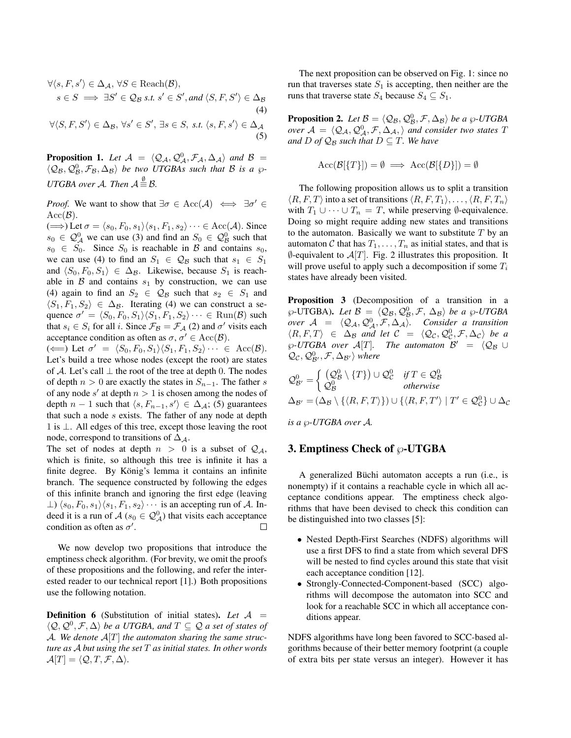$$\forall \langle s, F, s' \rangle \in \Delta_{\mathcal{A}},\ \forall S \in \mathrm{Reach}(\mathcal{B}),$$
$$s \in S \implies \exists S' \in \mathcal{Q}_{\mathcal{B}} \text{ s.t. } s' \in S', \text{and } \langle S, F, S' \rangle \in \Delta_{\mathcal{B}} \tag{4}$$

$$\forall \langle S, F, S' \rangle \in \Delta_{\mathcal{B}},\ \forall s' \in S',\ \exists s \in S, \text{ s.t. } \langle s, F, s' \rangle \in \Delta_{\mathcal{A}} \tag{5}$$

**Proposition 1.** *Let $\mathcal{A} = \langle \mathcal{Q}_{\mathcal{A}}, \mathcal{Q}^0_{\mathcal{A}}, \mathcal{F}_{\mathcal{A}}, \Delta_{\mathcal{A}} \rangle$ and $\mathcal{B} = \langle \mathcal{Q}_{\mathcal{B}}, \mathcal{Q}^0_{\mathcal{B}}, \mathcal{F}_{\mathcal{B}}, \Delta_{\mathcal{B}} \rangle$ be two UTGBAs such that $\mathcal{B}$ is a $\wp$-UTGBA over $\mathcal{A}$. Then $\mathcal{A} \overset{\emptyset}{\equiv} \mathcal{B}$.*

*Proof.* We want to show that $\exists \sigma \in \mathrm{Acc}(\mathcal{A}) \iff \exists \sigma' \in \mathrm{Acc}(\mathcal{B})$.

($\Longrightarrow$) Let $\sigma = \langle s_0, F_0, s_1 \rangle \langle s_1, F_1, s_2 \rangle \cdots \in \mathrm{Acc}(\mathcal{A})$. Since $s_0 \in \mathcal{Q}^0_{\mathcal{A}}$ we can use (3) and find an $S_0 \in \mathcal{Q}^0_{\mathcal{B}}$ such that $s_0 \in S_0$. Since $S_0$ is reachable in $\mathcal{B}$ and contains $s_0$, we can use (4) to find an $S_1 \in \mathcal{Q}_{\mathcal{B}}$ such that $s_1 \in S_1$ and $\langle S_0, F_0, S_1 \rangle \in \Delta_{\mathcal{B}}$. Likewise, because $S_1$ is reachable in $\mathcal{B}$ and contains $s_1$ by construction, we can use (4) again to find an $S_2 \in \mathcal{Q}_{\mathcal{B}}$ such that $s_2 \in S_1$ and $\langle S_1, F_1, S_2 \rangle \in \Delta_{\mathcal{B}}$. Iterating (4) we can construct a sequence $\sigma' = \langle S_0, F_0, S_1 \rangle \langle S_1, F_1, S_2 \rangle \cdots \in \mathrm{Run}(\mathcal{B})$ such that $s_i \in S_i$ for all $i$. Since $\mathcal{F}_{\mathcal{B}} = \mathcal{F}_{\mathcal{A}}$ (2) and $\sigma'$ visits each acceptance condition as often as $\sigma$, $\sigma' \in \mathrm{Acc}(\mathcal{B})$.

($\Longleftarrow$) Let $\sigma' = \langle S_0, F_0, S_1 \rangle \langle S_1, F_1, S_2 \rangle \cdots \in \mathrm{Acc}(\mathcal{B})$. Let's build a tree whose nodes (except the root) are states of $\mathcal{A}$. Let's call $\perp$ the root of the tree at depth 0. The nodes of depth $n > 0$ are exactly the states in $S_{n-1}$. The father $s$ of any node $s'$ at depth $n > 1$ is chosen among the nodes of depth $n-1$ such that $\langle s, F_{n-1}, s' \rangle \in \Delta_{\mathcal{A}}$; (5) guarantees that such a node $s$ exists. The father of any node at depth 1 is $\perp$. All edges of this tree, except those leaving the root node, correspond to transitions of $\Delta_{\mathcal{A}}$.

The set of nodes at depth $n > 0$ is a subset of $\mathcal{Q}_{\mathcal{A}}$, which is finite, so although this tree is infinite it has a finite degree. By König's lemma it contains an infinite branch. The sequence constructed by following the edges of this infinite branch and ignoring the first edge (leaving $\perp$) $\langle s_0, F_0, s_1 \rangle \langle s_1, F_1, s_2 \rangle \cdots$ is an accepting run of $\mathcal{A}$. Indeed it is a run of $\mathcal{A}$ ($s_0 \in \mathcal{Q}^0_{\mathcal{A}}$) that visits each acceptance condition as often as $\sigma'$. $\square$

We now develop two propositions that introduce the emptiness check algorithm. (For brevity, we omit the proofs of these propositions and the following, and refer the interested reader to our technical report [1].) Both propositions use the following notation.

**Definition 6** (Substitution of initial states)**.** *Let $\mathcal{A} = \langle \mathcal{Q}, \mathcal{Q}^0, \mathcal{F}, \Delta \rangle$ be a UTGBA, and $T \subseteq \mathcal{Q}$ a set of states of $\mathcal{A}$. We denote $\mathcal{A}[T]$ the automaton sharing the same structure as $\mathcal{A}$ but using the set $T$ as initial states. In other words $\mathcal{A}[T] = \langle \mathcal{Q}, T, \mathcal{F}, \Delta \rangle$.*

The next proposition can be observed on Fig. 1: since no run that traverses state $S_1$ is accepting, then neither are the runs that traverse state $S_4$ because $S_4 \subseteq S_1$.

**Proposition 2.** *Let $\mathcal{B} = \langle \mathcal{Q}_{\mathcal{B}}, \mathcal{Q}^0_{\mathcal{B}}, \mathcal{F}, \Delta_{\mathcal{B}} \rangle$ be a $\wp$-UTGBA over $\mathcal{A} = \langle \mathcal{Q}_{\mathcal{A}}, \mathcal{Q}^0_{\mathcal{A}}, \mathcal{F}, \Delta_{\mathcal{A}}, \rangle$ and consider two states $T$ and $D$ of $\mathcal{Q}_{\mathcal{B}}$ such that $D \subseteq T$. We have*

$$\mathrm{Acc}(\mathcal{B}[\{T\}]) = \emptyset \implies \mathrm{Acc}(\mathcal{B}[\{D\}]) = \emptyset$$

The following proposition allows us to split a transition $\langle R, F, T \rangle$ into a set of transitions $\langle R, F, T_1 \rangle, \ldots, \langle R, F, T_n \rangle$ with $T_1 \cup \cdots \cup T_n = T$, while preserving $\emptyset$-equivalence. Doing so might require adding new states and transitions to the automaton. Basically we want to substitute $T$ by an automaton $\mathcal{C}$ that has $T_1, \ldots, T_n$ as initial states, and that is $\emptyset$-equivalent to $\mathcal{A}[T]$. Fig. 2 illustrates this proposition. It will prove useful to apply such a decomposition if some $T_i$ states have already been visited.

**Proposition 3** (Decomposition of a transition in a $\wp$-UTGBA)**.** *Let $\mathcal{B} = \langle \mathcal{Q}_{\mathcal{B}}, \mathcal{Q}^0_{\mathcal{B}}, \mathcal{F}, \Delta_{\mathcal{B}} \rangle$ be a $\wp$-UTGBA over $\mathcal{A} = \langle \mathcal{Q}_{\mathcal{A}}, \mathcal{Q}^0_{\mathcal{A}}, \mathcal{F}, \Delta_{\mathcal{A}} \rangle$. Consider a transition $\langle R, F, T \rangle \in \Delta_{\mathcal{B}}$ and let $\mathcal{C} = \langle \mathcal{Q}_{\mathcal{C}}, \mathcal{Q}^0_{\mathcal{C}}, \mathcal{F}, \Delta_{\mathcal{C}} \rangle$ be a $\wp$-UTGBA over $\mathcal{A}[T]$. The automaton $\mathcal{B}' = \langle \mathcal{Q}_{\mathcal{B}} \cup \mathcal{Q}_{\mathcal{C}}, \mathcal{Q}^0_{\mathcal{B}'}, \mathcal{F}, \Delta_{\mathcal{B}'} \rangle$ where*

$$\mathcal{Q}^0_{\mathcal{B}'} = \begin{cases} \left(\mathcal{Q}^0_{\mathcal{B}} \setminus \{T\}\right) \cup \mathcal{Q}^0_{\mathcal{C}} & \text{if } T \in \mathcal{Q}^0_{\mathcal{B}} \\ \mathcal{Q}^0_{\mathcal{B}} & \text{otherwise} \end{cases}$$

$$\Delta_{\mathcal{B}'} = (\Delta_{\mathcal{B}} \setminus \{\langle R, F, T \rangle\}) \cup \{\langle R, F, T' \rangle \mid T' \in \mathcal{Q}^0_{\mathcal{C}}\} \cup \Delta_{\mathcal{C}}$$

*is a $\wp$-UTGBA over $\mathcal{A}$.*

## 3. Emptiness Check of $\wp$-UTGBA

A generalized Büchi automaton accepts a run (i.e., is nonempty) if it contains a reachable cycle in which all acceptance conditions appear. The emptiness check algorithms that have been devised to check this condition can be distinguished into two classes [5]:

- Nested Depth-First Searches (NDFS) algorithms will use a first DFS to find a state from which several DFS will be nested to find cycles around this state that visit each acceptance condition [12].
- Strongly-Connected-Component-based (SCC) algorithms will decompose the automaton into SCC and look for a reachable SCC in which all acceptance conditions appear.

NDFS algorithms have long been favored to SCC-based algorithms because of their better memory footprint (a couple of extra bits per state versus an integer). However it has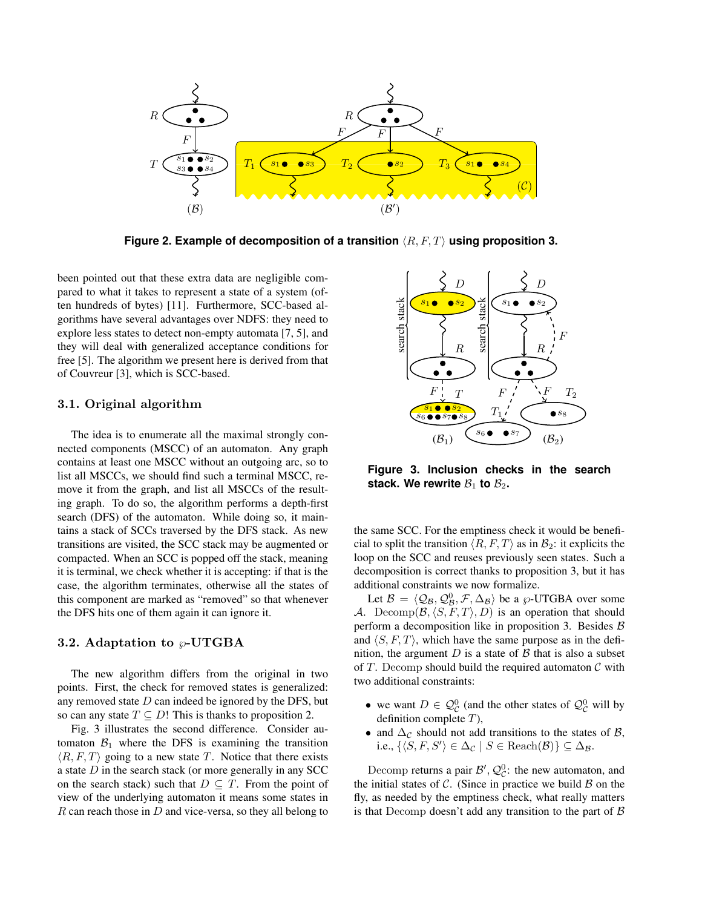**Figure 2. Example of decomposition of a transition $\langle R, F, T\rangle$ using proposition 3.**

been pointed out that these extra data are negligible compared to what it takes to represent a state of a system (often hundreds of bytes) [11]. Furthermore, SCC-based algorithms have several advantages over NDFS: they need to explore less states to detect non-empty automata [7, 5], and they will deal with generalized acceptance conditions for free [5]. The algorithm we present here is derived from that of Couvreur [3], which is SCC-based.

### 3.1. Original algorithm

The idea is to enumerate all the maximal strongly connected components (MSCC) of an automaton. Any graph contains at least one MSCC without an outgoing arc, so to list all MSCCs, we should find such a terminal MSCC, remove it from the graph, and list all MSCCs of the resulting graph. To do so, the algorithm performs a depth-first search (DFS) of the automaton. While doing so, it maintains a stack of SCCs traversed by the DFS stack. As new transitions are visited, the SCC stack may be augmented or compacted. When an SCC is popped off the stack, meaning it is terminal, we check whether it is accepting: if that is the case, the algorithm terminates, otherwise all the states of this component are marked as “removed” so that whenever the DFS hits one of them again it can ignore it.

### 3.2. Adaptation to $\wp$-UTGBA

The new algorithm differs from the original in two points. First, the check for removed states is generalized: any removed state $D$ can indeed be ignored by the DFS, but so can any state $T \subseteq D$! This is thanks to proposition 2.

Fig. 3 illustrates the second difference. Consider automaton $\mathcal{B}_1$ where the DFS is examining the transition $\langle R, F, T\rangle$ going to a new state $T$. Notice that there exists a state $D$ in the search stack (or more generally in any SCC on the search stack) such that $D \subseteq T$. From the point of view of the underlying automaton it means some states in $R$ can reach those in $D$ and vice-versa, so they all belong to the same SCC. For the emptiness check it would be beneficial to split the transition $\langle R, F, T\rangle$ as in $\mathcal{B}_2$: it explicits the loop on the SCC and reuses previously seen states. Such a decomposition is correct thanks to proposition 3, but it has additional constraints we now formalize.

**Figure 3. Inclusion checks in the search stack. We rewrite $\mathcal{B}_1$ to $\mathcal{B}_2$.**

Let $\mathcal{B} = \langle \mathcal{Q}_\mathcal{B}, \mathcal{Q}^0_\mathcal{B}, \mathcal{F}, \Delta_\mathcal{B}\rangle$ be a $\wp$-UTGBA over some $\mathcal{A}$. $\mathrm{Decomp}(\mathcal{B}, \langle S, F, T\rangle, D)$ is an operation that should perform a decomposition like in proposition 3. Besides $\mathcal{B}$ and $\langle S, F, T\rangle$, which have the same purpose as in the definition, the argument $D$ is a state of $\mathcal{B}$ that is also a subset of $T$. Decomp should build the required automaton $\mathcal{C}$ with two additional constraints:

- we want $D \in \mathcal{Q}^0_\mathcal{C}$ (and the other states of $\mathcal{Q}^0_\mathcal{C}$ will by definition complete $T$),
- and $\Delta_\mathcal{C}$ should not add transitions to the states of $\mathcal{B}$, i.e., $\{\langle S, F, S'\rangle \in \Delta_\mathcal{C} \mid S \in \mathrm{Reach}(\mathcal{B})\} \subseteq \Delta_\mathcal{B}$.

Decomp returns a pair $\mathcal{B}', \mathcal{Q}^0_\mathcal{C}$: the new automaton, and the initial states of $\mathcal{C}$. (Since in practice we build $\mathcal{B}$ on the fly, as needed by the emptiness check, what really matters is that Decomp doesn't add any transition to the part of $\mathcal{B}$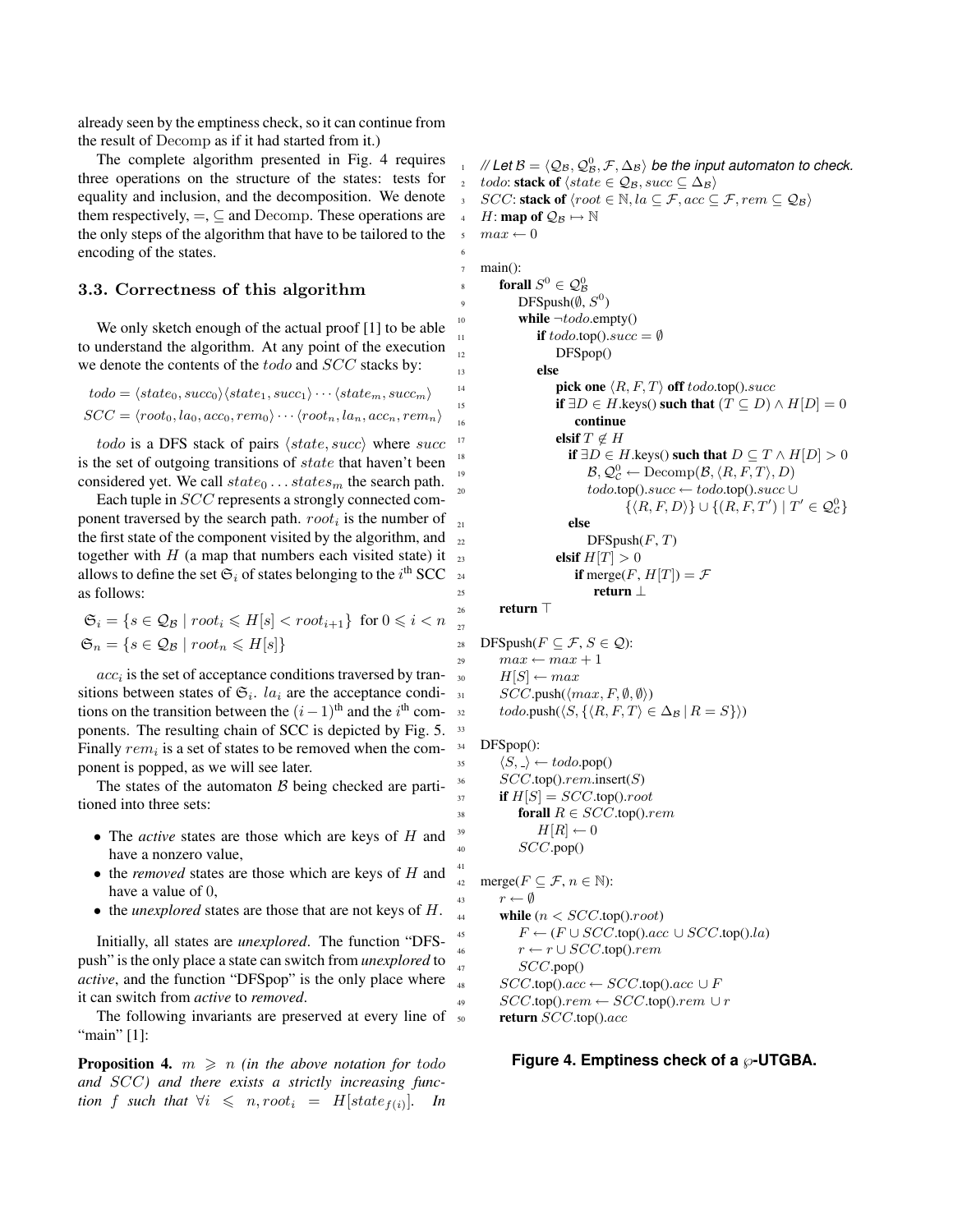already seen by the emptiness check, so it can continue from the result of Decomp as if it had started from it.)

The complete algorithm presented in Fig. 4 requires three operations on the structure of the states: tests for equality and inclusion, and the decomposition. We denote them respectively, $=$, $\subseteq$ and Decomp. These operations are the only steps of the algorithm that have to be tailored to the encoding of the states.

### 3.3. Correctness of this algorithm

We only sketch enough of the actual proof [1] to be able to understand the algorithm. At any point of the execution we denote the contents of the $todo$ and $SCC$ stacks by:

$$todo = \langle state_0, succ_0\rangle\langle state_1, succ_1\rangle \cdots \langle state_m, succ_m\rangle$$
$$SCC = \langle root_0, la_0, acc_0, rem_0\rangle \cdots \langle root_n, la_n, acc_n, rem_n\rangle$$

$todo$ is a DFS stack of pairs $\langle state, succ\rangle$ where $succ$ is the set of outgoing transitions of $state$ that haven't been considered yet. We call $state_0 \ldots states_m$ the search path.

Each tuple in $SCC$ represents a strongly connected component traversed by the search path. $root_i$ is the number of the first state of the component visited by the algorithm, and together with $H$ (a map that numbers each visited state) it allows to define the set $\mathfrak{S}_i$ of states belonging to the $i^{\text{th}}$ SCC as follows:

$$\mathfrak{S}_i = \{s \in \mathcal{Q}_\mathcal{B} \mid root_i \leqslant H[s] < root_{i+1}\} \text{ for } 0 \leqslant i < n$$
$$\mathfrak{S}_n = \{s \in \mathcal{Q}_\mathcal{B} \mid root_n \leqslant H[s]\}$$

$acc_i$ is the set of acceptance conditions traversed by transitions between states of $\mathfrak{S}_i$. $la_i$ are the acceptance conditions on the transition between the $(i-1)^{\text{th}}$ and the $i^{\text{th}}$ components. The resulting chain of SCC is depicted by Fig. 5. Finally $rem_i$ is a set of states to be removed when the component is popped, as we will see later.

The states of the automaton $\mathcal{B}$ being checked are partitioned into three sets:

- The *active* states are those which are keys of $H$ and have a nonzero value,
- the *removed* states are those which are keys of $H$ and have a value of 0,
- the *unexplored* states are those that are not keys of $H$.

Initially, all states are *unexplored*. The function "DFSpush" is the only place a state can switch from *unexplored* to *active*, and the function "DFSpop" is the only place where it can switch from *active* to *removed*.

The following invariants are preserved at every line of "main" [1]:

**Proposition 4.** *$m \geqslant n$ (in the above notation for $todo$ and $SCC$) and there exists a strictly increasing function $f$ such that $\forall i \leqslant n, root_i = H[state_{f(i)}]$. In*

```
1   // Let B = ⟨Q_B, Q_B^0, F, Δ_B⟩ be the input automaton to check.
2   todo: stack of ⟨state ∈ Q_B, succ ⊆ Δ_B⟩
3   SCC: stack of ⟨root ∈ ℕ, la ⊆ F, acc ⊆ F, rem ⊆ Q_B⟩
4   H: map of Q_B ↦ ℕ
5   max ← 0
6
7   main():
8       forall S^0 ∈ Q_B^0
9           DFSpush(∅, S^0)
10          while ¬todo.empty()
11              if todo.top().succ = ∅
12                  DFSpop()
13              else
14                  pick one ⟨R, F, T⟩ off todo.top().succ
15                  if ∃D ∈ H.keys() such that (T ⊆ D) ∧ H[D] = 0
16                      continue
17                  elsif T ∉ H
18                      if ∃D ∈ H.keys() such that D ⊆ T ∧ H[D] > 0
19                          B, Q_C^0 ← Decomp(B, ⟨R, F, T⟩, D)
20                          todo.top().succ ← todo.top().succ ∪
                                {⟨R, F, D⟩} ∪ {(R, F, T') | T' ∈ Q_C^0}
21                      else
22                          DFSpush(F, T)
23                  elsif H[T] > 0
24                      if merge(F, H[T]) = F
25                          return ⊥
26      return ⊤
27
28  DFSpush(F ⊆ F, S ∈ Q):
29      max ← max + 1
30      H[S] ← max
31      SCC.push(⟨max, F, ∅, ∅⟩)
32      todo.push(⟨S, {⟨R, F, T⟩ ∈ Δ_B | R = S}⟩)
33
34  DFSpop():
35      ⟨S, _⟩ ← todo.pop()
36      SCC.top().rem.insert(S)
37      if H[S] = SCC.top().root
38          forall R ∈ SCC.top().rem
39              H[R] ← 0
40          SCC.pop()
41
42  merge(F ⊆ F, n ∈ ℕ):
43      r ← ∅
44      while (n < SCC.top().root)
45          F ← (F ∪ SCC.top().acc ∪ SCC.top().la)
46          r ← r ∪ SCC.top().rem
47          SCC.pop()
48      SCC.top().acc ← SCC.top().acc ∪ F
49      SCC.top().rem ← SCC.top().rem ∪ r
50      return SCC.top().acc
```

**Figure 4. Emptiness check of a $\wp$-UTGBA.**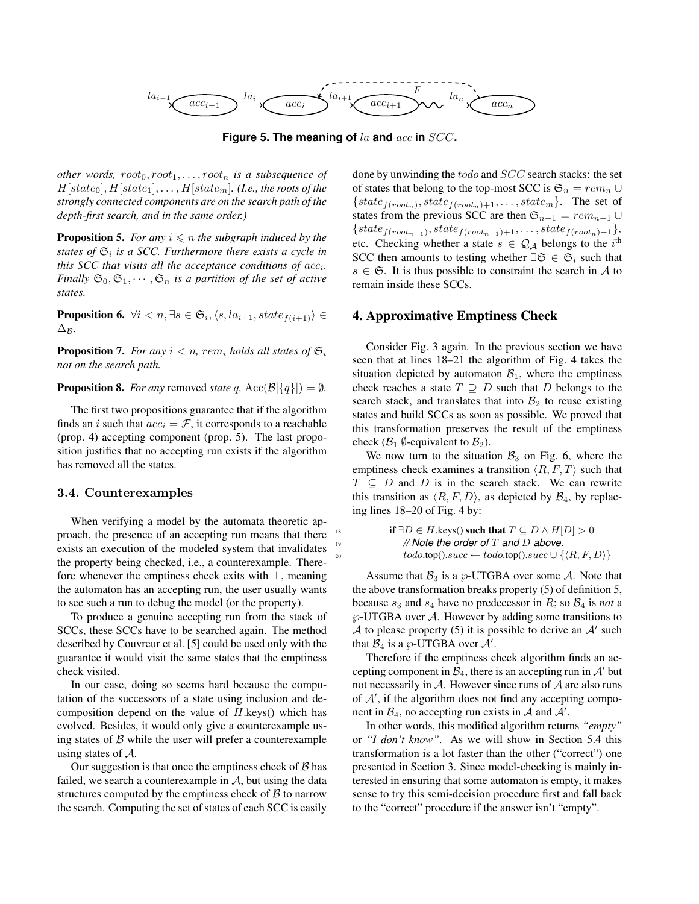Figure 5. The meaning of $la$ and $acc$ in $SCC$.

*other words, $root_0, root_1, \ldots, root_n$ is a subsequence of $H[state_0], H[state_1], \ldots, H[state_m]$. (I.e., the roots of the strongly connected components are on the search path of the depth-first search, and in the same order.)*

**Proposition 5.** *For any $i \leqslant n$ the subgraph induced by the states of $\mathfrak{S}_i$ is a SCC. Furthermore there exists a cycle in this SCC that visits all the acceptance conditions of $acc_i$. Finally $\mathfrak{S}_0, \mathfrak{S}_1, \cdots, \mathfrak{S}_n$ is a partition of the set of active states.*

**Proposition 6.** $\forall i < n, \exists s \in \mathfrak{S}_i, \langle s, la_{i+1}, state_{f(i+1)} \rangle \in \Delta_{\mathcal{B}}$.

**Proposition 7.** *For any $i < n$, $rem_i$ holds all states of $\mathfrak{S}_i$ not on the search path.*

**Proposition 8.** *For any* removed *state $q$,* $\mathrm{Acc}(\mathcal{B}[\{q\}]) = \emptyset$.

The first two propositions guarantee that if the algorithm finds an $i$ such that $acc_i = \mathcal{F}$, it corresponds to a reachable (prop. 4) accepting component (prop. 5). The last proposition justifies that no accepting run exists if the algorithm has removed all the states.

### 3.4. Counterexamples

When verifying a model by the automata theoretic approach, the presence of an accepting run means that there exists an execution of the modeled system that invalidates the property being checked, i.e., a counterexample. Therefore whenever the emptiness check exits with $\perp$, meaning the automaton has an accepting run, the user usually wants to see such a run to debug the model (or the property).

To produce a genuine accepting run from the stack of SCCs, these SCCs have to be searched again. The method described by Couvreur et al. [5] could be used only with the guarantee it would visit the same states that the emptiness check visited.

In our case, doing so seems hard because the computation of the successors of a state using inclusion and decomposition depend on the value of $H$.keys() which has evolved. Besides, it would only give a counterexample using states of $\mathcal{B}$ while the user will prefer a counterexample using states of $\mathcal{A}$.

Our suggestion is that once the emptiness check of $\mathcal{B}$ has failed, we search a counterexample in $\mathcal{A}$, but using the data structures computed by the emptiness check of $\mathcal{B}$ to narrow the search. Computing the set of states of each SCC is easily done by unwinding the $todo$ and $SCC$ search stacks: the set of states that belong to the top-most SCC is $\mathfrak{S}_n = rem_n \cup \{state_{f(root_n)}, state_{f(root_n)+1}, \ldots, state_m\}$. The set of states from the previous SCC are then $\mathfrak{S}_{n-1} = rem_{n-1} \cup \{state_{f(root_{n-1})}, state_{f(root_{n-1})+1}, \ldots, state_{f(root_n)-1}\}$, etc. Checking whether a state $s \in \mathcal{Q}_{\mathcal{A}}$ belongs to the $i^{\text{th}}$ SCC then amounts to testing whether $\exists \mathfrak{S} \in \mathfrak{S}_i$ such that $s \in \mathfrak{S}$. It is thus possible to constraint the search in $\mathcal{A}$ to remain inside these SCCs.

## 4. Approximative Emptiness Check

Consider Fig. 3 again. In the previous section we have seen that at lines 18–21 the algorithm of Fig. 4 takes the situation depicted by automaton $\mathcal{B}_1$, where the emptiness check reaches a state $T \supseteq D$ such that $D$ belongs to the search stack, and translates that into $\mathcal{B}_2$ to reuse existing states and build SCCs as soon as possible. We proved that this transformation preserves the result of the emptiness check ($\mathcal{B}_1$ $\emptyset$-equivalent to $\mathcal{B}_2$).

We now turn to the situation $\mathcal{B}_3$ on Fig. 6, where the emptiness check examines a transition $\langle R, F, T \rangle$ such that $T \subseteq D$ and $D$ is in the search stack. We can rewrite this transition as $\langle R, F, D \rangle$, as depicted by $\mathcal{B}_4$, by replacing lines 18–20 of Fig. 4 by:

```
18    if ∃D ∈ H.keys() such that T ⊆ D ∧ H[D] > 0
19        // Note the order of T and D above.
20        todo.top().succ ← todo.top().succ ∪ {⟨R, F, D⟩}
```

Assume that $\mathcal{B}_3$ is a $\wp$-UTGBA over some $\mathcal{A}$. Note that the above transformation breaks property (5) of definition 5, because $s_3$ and $s_4$ have no predecessor in $R$; so $\mathcal{B}_4$ is *not* a $\wp$-UTGBA over $\mathcal{A}$. However by adding some transitions to $\mathcal{A}$ to please property (5) it is possible to derive an $\mathcal{A}'$ such that $\mathcal{B}_4$ is a $\wp$-UTGBA over $\mathcal{A}'$.

Therefore if the emptiness check algorithm finds an accepting component in $\mathcal{B}_4$, there is an accepting run in $\mathcal{A}'$ but not necessarily in $\mathcal{A}$. However since runs of $\mathcal{A}$ are also runs of $\mathcal{A}'$, if the algorithm does not find any accepting component in $\mathcal{B}_4$, no accepting run exists in $\mathcal{A}$ and $\mathcal{A}'$.

In other words, this modified algorithm returns *"empty"* or *"I don't know"*. As we will show in Section 5.4 this transformation is a lot faster than the other ("correct") one presented in Section 3. Since model-checking is mainly interested in ensuring that some automaton is empty, it makes sense to try this semi-decision procedure first and fall back to the "correct" procedure if the answer isn't "empty".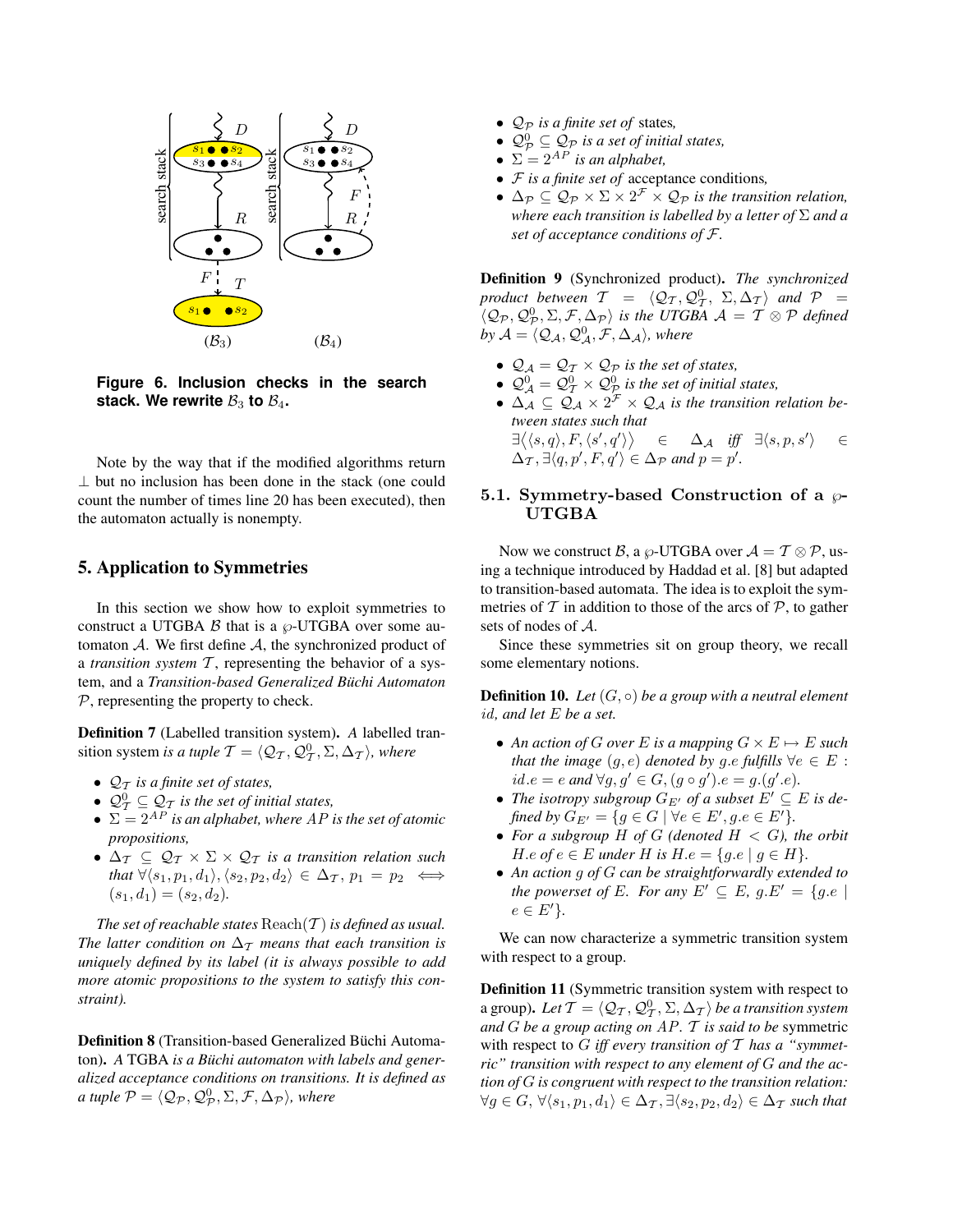Figure 6. Inclusion checks in the search stack. We rewrite $\mathcal{B}_3$ to $\mathcal{B}_4$.

Note by the way that if the modified algorithms return $\perp$ but no inclusion has been done in the stack (one could count the number of times line 20 has been executed), then the automaton actually is nonempty.

## 5. Application to Symmetries

In this section we show how to exploit symmetries to construct a UTGBA $\mathcal{B}$ that is a $\wp$-UTGBA over some automaton $\mathcal{A}$. We first define $\mathcal{A}$, the synchronized product of a *transition system* $\mathcal{T}$, representing the behavior of a system, and a *Transition-based Generalized Büchi Automaton* $\mathcal{P}$, representing the property to check.

**Definition 7** (Labelled transition system). *A* labelled transition system *is a tuple* $\mathcal{T} = \langle \mathcal{Q}_\mathcal{T}, \mathcal{Q}^0_\mathcal{T}, \Sigma, \Delta_\mathcal{T} \rangle$*, where*

- $\mathcal{Q}_\mathcal{T}$ *is a finite set of states,*
- $\mathcal{Q}^0_\mathcal{T} \subseteq \mathcal{Q}_\mathcal{T}$ *is the set of initial states,*
- $\Sigma = 2^{AP}$ *is an alphabet, where $AP$ is the set of atomic propositions,*
- $\Delta_\mathcal{T} \subseteq \mathcal{Q}_\mathcal{T} \times \Sigma \times \mathcal{Q}_\mathcal{T}$ *is a transition relation such that* $\forall \langle s_1, p_1, d_1 \rangle, \langle s_2, p_2, d_2 \rangle \in \Delta_\mathcal{T}$, $p_1 = p_2 \iff (s_1, d_1) = (s_2, d_2)$.

*The set of reachable states* $\mathrm{Reach}(\mathcal{T})$ *is defined as usual. The latter condition on $\Delta_\mathcal{T}$ means that each transition is uniquely defined by its label (it is always possible to add more atomic propositions to the system to satisfy this constraint).*

**Definition 8** (Transition-based Generalized Büchi Automaton). *A* TGBA *is a Büchi automaton with labels and generalized acceptance conditions on transitions. It is defined as a tuple* $\mathcal{P} = \langle \mathcal{Q}_\mathcal{P}, \mathcal{Q}^0_\mathcal{P}, \Sigma, \mathcal{F}, \Delta_\mathcal{P} \rangle$*, where*

- $\mathcal{Q}_\mathcal{P}$ *is a finite set of* states*,*
- $\mathcal{Q}^0_\mathcal{P} \subseteq \mathcal{Q}_\mathcal{P}$ *is a set of initial states,*
- $\Sigma = 2^{AP}$ *is an alphabet,*
- $\mathcal{F}$ *is a finite set of* acceptance conditions*,*
- $\Delta_\mathcal{P} \subseteq \mathcal{Q}_\mathcal{P} \times \Sigma \times 2^\mathcal{F} \times \mathcal{Q}_\mathcal{P}$ *is the transition relation, where each transition is labelled by a letter of $\Sigma$ and a set of acceptance conditions of $\mathcal{F}$.*

**Definition 9** (Synchronized product). *The synchronized product between* $\mathcal{T} = \langle \mathcal{Q}_\mathcal{T}, \mathcal{Q}^0_\mathcal{T}, \Sigma, \Delta_\mathcal{T} \rangle$ *and* $\mathcal{P} = \langle \mathcal{Q}_\mathcal{P}, \mathcal{Q}^0_\mathcal{P}, \Sigma, \mathcal{F}, \Delta_\mathcal{P} \rangle$ *is the UTGBA* $\mathcal{A} = \mathcal{T} \otimes \mathcal{P}$ *defined by* $\mathcal{A} = \langle \mathcal{Q}_\mathcal{A}, \mathcal{Q}^0_\mathcal{A}, \mathcal{F}, \Delta_\mathcal{A} \rangle$*, where*

- $\mathcal{Q}_\mathcal{A} = \mathcal{Q}_\mathcal{T} \times \mathcal{Q}_\mathcal{P}$ *is the set of states,*
- $\mathcal{Q}^0_\mathcal{A} = \mathcal{Q}^0_\mathcal{T} \times \mathcal{Q}^0_\mathcal{P}$ *is the set of initial states,*
- $\Delta_\mathcal{A} \subseteq \mathcal{Q}_\mathcal{A} \times 2^\mathcal{F} \times \mathcal{Q}_\mathcal{A}$ *is the transition relation between states such that* $\exists \big\langle \langle s, q \rangle, F, \langle s', q' \rangle \big\rangle \in \Delta_\mathcal{A}$ *iff* $\exists \langle s, p, s' \rangle \in \Delta_\mathcal{T}, \exists \langle q, p', F, q' \rangle \in \Delta_\mathcal{P}$ *and* $p = p'$.

### 5.1. Symmetry-based Construction of a $\wp$-UTGBA

Now we construct $\mathcal{B}$, a $\wp$-UTGBA over $\mathcal{A} = \mathcal{T} \otimes \mathcal{P}$, using a technique introduced by Haddad et al. [8] but adapted to transition-based automata. The idea is to exploit the symmetries of $\mathcal{T}$ in addition to those of the arcs of $\mathcal{P}$, to gather sets of nodes of $\mathcal{A}$.

Since these symmetries sit on group theory, we recall some elementary notions.

**Definition 10.** *Let $(G, \circ)$ be a group with a neutral element $id$, and let $E$ be a set.*

- *An action of $G$ over $E$ is a mapping $G \times E \mapsto E$ such that the image $(g, e)$ denoted by $g.e$ fulfills $\forall e \in E$ : $id.e = e$ and $\forall g, g' \in G, (g \circ g').e = g.(g'.e)$.*
- *The isotropy subgroup $G_{E'}$ of a subset $E' \subseteq E$ is defined by $G_{E'} = \{g \in G \mid \forall e \in E', g.e \in E'\}$.*
- *For a subgroup $H$ of $G$ (denoted $H < G$), the orbit $H.e$ of $e \in E$ under $H$ is $H.e = \{g.e \mid g \in H\}$.*
- *An action $g$ of $G$ can be straightforwardly extended to the powerset of $E$. For any $E' \subseteq E$, $g.E' = \{g.e \mid e \in E'\}$.*

We can now characterize a symmetric transition system with respect to a group.

**Definition 11** (Symmetric transition system with respect to a group). *Let* $\mathcal{T} = \langle \mathcal{Q}_\mathcal{T}, \mathcal{Q}^0_\mathcal{T}, \Sigma, \Delta_\mathcal{T} \rangle$ *be a transition system and $G$ be a group acting on $AP$. $\mathcal{T}$ is said to be* symmetric with respect to $G$ *iff every transition of $\mathcal{T}$ has a "symmetric" transition with respect to any element of $G$ and the action of $G$ is congruent with respect to the transition relation:* $\forall g \in G$, $\forall \langle s_1, p_1, d_1 \rangle \in \Delta_\mathcal{T}, \exists \langle s_2, p_2, d_2 \rangle \in \Delta_\mathcal{T}$ *such that*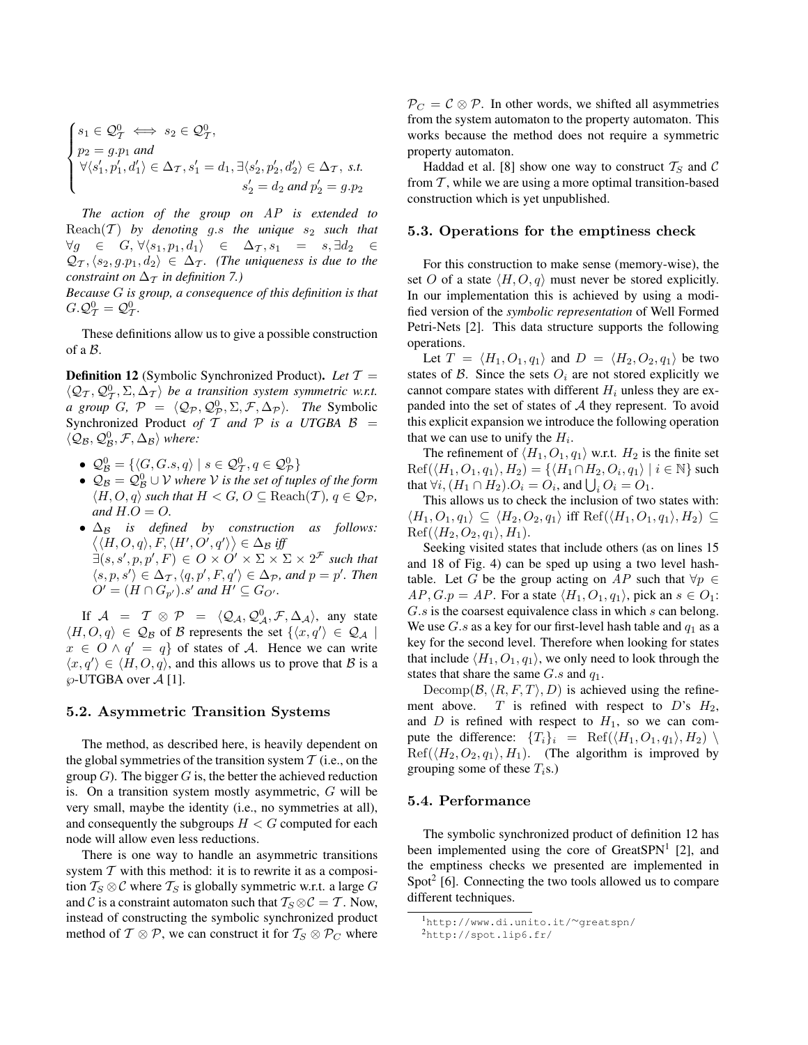$$\begin{cases} s_1 \in \mathcal{Q}^0_{\mathcal{T}} \iff s_2 \in \mathcal{Q}^0_{\mathcal{T}}, \\ p_2 = g.p_1 \text{ and} \\ \forall \langle s'_1, p'_1, d'_1 \rangle \in \Delta_{\mathcal{T}}, s'_1 = d_1, \exists \langle s'_2, p'_2, d'_2 \rangle \in \Delta_{\mathcal{T}}, \text{ s.t.} \\ \qquad\qquad\qquad\qquad s'_2 = d_2 \text{ and } p'_2 = g.p_2 \end{cases}$$

*The action of the group on $AP$ is extended to $\mathrm{Reach}(\mathcal{T})$ by denoting $g.s$ the unique $s_2$ such that $\forall g \in G, \forall \langle s_1, p_1, d_1 \rangle \in \Delta_{\mathcal{T}}, s_1 = s, \exists d_2 \in \mathcal{Q}_{\mathcal{T}}, \langle s_2, g.p_1, d_2 \rangle \in \Delta_{\mathcal{T}}$. (The uniqueness is due to the constraint on $\Delta_{\mathcal{T}}$ in definition 7.)*
*Because $G$ is group, a consequence of this definition is that $G.\mathcal{Q}^0_{\mathcal{T}} = \mathcal{Q}^0_{\mathcal{T}}$.*

These definitions allow us to give a possible construction of a $\mathcal{B}$.

**Definition 12** (Symbolic Synchronized Product)**.** *Let $\mathcal{T} = \langle \mathcal{Q}_{\mathcal{T}}, \mathcal{Q}^0_{\mathcal{T}}, \Sigma, \Delta_{\mathcal{T}} \rangle$ be a transition system symmetric w.r.t. a group $G$, $\mathcal{P} = \langle \mathcal{Q}_{\mathcal{P}}, \mathcal{Q}^0_{\mathcal{P}}, \Sigma, \mathcal{F}, \Delta_{\mathcal{P}} \rangle$. The* Symbolic Synchronized Product *of $\mathcal{T}$ and $\mathcal{P}$ is a UTGBA $\mathcal{B} = \langle \mathcal{Q}_{\mathcal{B}}, \mathcal{Q}^0_{\mathcal{B}}, \mathcal{F}, \Delta_{\mathcal{B}} \rangle$ where:*

- $\mathcal{Q}^0_{\mathcal{B}} = \{\langle G, G.s, q \rangle \mid s \in \mathcal{Q}^0_{\mathcal{T}}, q \in \mathcal{Q}^0_{\mathcal{P}}\}$
- *$\mathcal{Q}_{\mathcal{B}} = \mathcal{Q}^0_{\mathcal{B}} \cup \mathcal{V}$ where $\mathcal{V}$ is the set of tuples of the form $\langle H, O, q \rangle$ such that $H < G$, $O \subseteq \mathrm{Reach}(\mathcal{T})$, $q \in \mathcal{Q}_{\mathcal{P}}$, and $H.O = O$.*
- *$\Delta_{\mathcal{B}}$ is defined by construction as follows: $\langle \langle H, O, q \rangle, F, \langle H', O', q' \rangle \rangle \in \Delta_{\mathcal{B}}$ iff $\exists (s, s', p, p', F) \in O \times O' \times \Sigma \times \Sigma \times 2^{\mathcal{F}}$ such that $\langle s, p, s' \rangle \in \Delta_{\mathcal{T}}, \langle q, p', F, q' \rangle \in \Delta_{\mathcal{P}}$, and $p = p'$. Then $O' = (H \cap G_{p'}).s'$ and $H' \subseteq G_{O'}$.*

If $\mathcal{A} = \mathcal{T} \otimes \mathcal{P} = \langle \mathcal{Q}_{\mathcal{A}}, \mathcal{Q}^0_{\mathcal{A}}, \mathcal{F}, \Delta_{\mathcal{A}} \rangle$, any state $\langle H, O, q \rangle \in \mathcal{Q}_{\mathcal{B}}$ of $\mathcal{B}$ represents the set $\{\langle x, q' \rangle \in \mathcal{Q}_{\mathcal{A}} \mid x \in O \wedge q' = q\}$ of states of $\mathcal{A}$. Hence we can write $\langle x, q' \rangle \in \langle H, O, q \rangle$, and this allows us to prove that $\mathcal{B}$ is a $\wp$-UTGBA over $\mathcal{A}$ [1].

### 5.2. Asymmetric Transition Systems

The method, as described here, is heavily dependent on the global symmetries of the transition system $\mathcal{T}$ (i.e., on the group $G$). The bigger $G$ is, the better the achieved reduction is. On a transition system mostly asymmetric, $G$ will be very small, maybe the identity (i.e., no symmetries at all), and consequently the subgroups $H < G$ computed for each node will allow even less reductions.

There is one way to handle an asymmetric transitions system $\mathcal{T}$ with this method: it is to rewrite it as a composition $\mathcal{T}_S \otimes \mathcal{C}$ where $\mathcal{T}_S$ is globally symmetric w.r.t. a large $G$ and $\mathcal{C}$ is a constraint automaton such that $\mathcal{T}_S \otimes \mathcal{C} = \mathcal{T}$. Now, instead of constructing the symbolic synchronized product method of $\mathcal{T} \otimes \mathcal{P}$, we can construct it for $\mathcal{T}_S \otimes \mathcal{P}_C$ where $\mathcal{P}_C = \mathcal{C} \otimes \mathcal{P}$. In other words, we shifted all asymmetries from the system automaton to the property automaton. This works because the method does not require a symmetric property automaton.

Haddad et al. [8] show one way to construct $\mathcal{T}_S$ and $\mathcal{C}$ from $\mathcal{T}$, while we are using a more optimal transition-based construction which is yet unpublished.

### 5.3. Operations for the emptiness check

For this construction to make sense (memory-wise), the set $O$ of a state $\langle H, O, q \rangle$ must never be stored explicitly. In our implementation this is achieved by using a modified version of the *symbolic representation* of Well Formed Petri-Nets [2]. This data structure supports the following operations.

Let $T = \langle H_1, O_1, q_1 \rangle$ and $D = \langle H_2, O_2, q_1 \rangle$ be two states of $\mathcal{B}$. Since the sets $O_i$ are not stored explicitly we cannot compare states with different $H_i$ unless they are expanded into the set of states of $\mathcal{A}$ they represent. To avoid this explicit expansion we introduce the following operation that we can use to unify the $H_i$.

The refinement of $\langle H_1, O_1, q_1 \rangle$ w.r.t. $H_2$ is the finite set $\mathrm{Ref}(\langle H_1, O_1, q_1 \rangle, H_2) = \{\langle H_1 \cap H_2, O_i, q_1 \rangle \mid i \in \mathbb{N}\}$ such that $\forall i, (H_1 \cap H_2).O_i = O_i$, and $\bigcup_i O_i = O_1$.

This allows us to check the inclusion of two states with: $\langle H_1, O_1, q_1 \rangle \subseteq \langle H_2, O_2, q_1 \rangle$ iff $\mathrm{Ref}(\langle H_1, O_1, q_1 \rangle, H_2) \subseteq \mathrm{Ref}(\langle H_2, O_2, q_1 \rangle, H_1)$.

Seeking visited states that include others (as on lines 15 and 18 of Fig. 4) can be sped up using a two level hash-table. Let $G$ be the group acting on $AP$ such that $\forall p \in AP, G.p = AP$. For a state $\langle H_1, O_1, q_1 \rangle$, pick an $s \in O_1$: $G.s$ is the coarsest equivalence class in which $s$ can belong. We use $G.s$ as a key for our first-level hash table and $q_1$ as a key for the second level. Therefore when looking for states that include $\langle H_1, O_1, q_1 \rangle$, we only need to look through the states that share the same $G.s$ and $q_1$.

$\mathrm{Decomp}(\mathcal{B}, \langle R, F, T \rangle, D)$ is achieved using the refinement above. $T$ is refined with respect to $D$'s $H_2$, and $D$ is refined with respect to $H_1$, so we can compute the difference: $\{T_i\}_i = \mathrm{Ref}(\langle H_1, O_1, q_1 \rangle, H_2) \setminus \mathrm{Ref}(\langle H_2, O_2, q_1 \rangle, H_1)$. (The algorithm is improved by grouping some of these $T_i$s.)

### 5.4. Performance

The symbolic synchronized product of definition 12 has been implemented using the core of GreatSPN[1] [2], and the emptiness checks we presented are implemented in Spot[2] [6]. Connecting the two tools allowed us to compare different techniques.

[1] http://www.di.unito.it/~greatspn/
[2] http://spot.lip6.fr/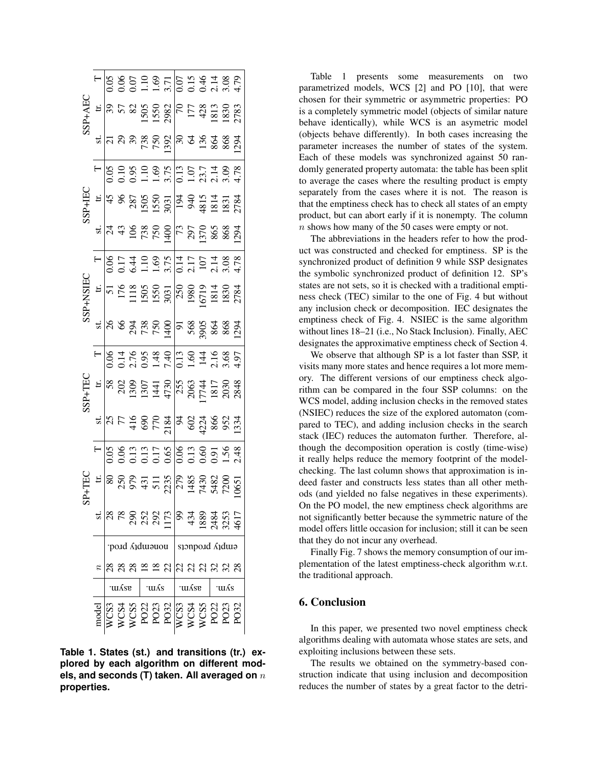| model | | $n$ | | SP+TEC | | | SSP+TEC | | | SSP+NSIEC | | | SSP+IEC | | | SSP+AEC | | |
|---|---|---|---|---|---|---|---|---|---|---|---|---|---|---|---|---|---|---|
| | | | | st. | tr. | T | st. | tr. | T | st. | tr. | T | st. | tr. | T | st. | tr. | T |
| WCS3 | asym. | 28 | nonempty prod. | 28 | 80 | 0.05 | 25 | 58 | 0.06 | 26 | 51 | 0.06 | 24 | 45 | 0.05 | 21 | 39 | 0.05 |
| WCS4 | asym. | 28 | nonempty prod. | 78 | 250 | 0.06 | 77 | 202 | 0.14 | 66 | 176 | 0.17 | 43 | 96 | 0.10 | 29 | 57 | 0.06 |
| WCS5 | asym. | 28 | nonempty prod. | 290 | 979 | 0.13 | 416 | 1309 | 2.76 | 294 | 1118 | 6.44 | 106 | 287 | 0.95 | 39 | 82 | 0.07 |
| PO22 | sym. | 18 | nonempty prod. | 252 | 431 | 0.13 | 690 | 1307 | 0.95 | 738 | 1505 | 1.10 | 738 | 1505 | 1.10 | 738 | 1505 | 1.10 |
| PO23 | sym. | 18 | nonempty prod. | 292 | 511 | 0.17 | 770 | 1441 | 1.48 | 750 | 1550 | 1.69 | 750 | 1550 | 1.69 | 750 | 1550 | 1.69 |
| PO32 | sym. | 22 | nonempty prod. | 1173 | 2235 | 0.65 | 2184 | 4730 | 7.40 | 1400 | 3031 | 3.75 | 1400 | 3031 | 3.75 | 1392 | 2982 | 3.71 |
| WCS3 | asym. | 22 | empty products | 99 | 279 | 0.06 | 94 | 255 | 0.13 | 91 | 250 | 0.14 | 73 | 194 | 0.13 | 30 | 70 | 0.07 |
| WCS4 | asym. | 22 | empty products | 434 | 1485 | 0.13 | 602 | 2063 | 1.60 | 568 | 1980 | 2.17 | 297 | 940 | 1.07 | 64 | 177 | 0.15 |
| WCS5 | asym. | 22 | empty products | 1889 | 7430 | 0.60 | 4224 | 17744 | 144 | 3905 | 16719 | 107 | 1370 | 4815 | 23.7 | 136 | 428 | 0.46 |
| PO22 | sym. | 32 | empty products | 2484 | 5482 | 0.91 | 866 | 1817 | 2.16 | 864 | 1814 | 2.14 | 865 | 1814 | 2.14 | 864 | 1813 | 2.14 |
| PO23 | sym. | 32 | empty products | 3253 | 7200 | 1.56 | 952 | 2030 | 3.68 | 868 | 1830 | 3.08 | 868 | 1831 | 3.09 | 868 | 1830 | 3.08 |
| PO32 | sym. | 28 | empty products | 4617 | 10651 | 2.48 | 1334 | 2848 | 4.97 | 1294 | 2784 | 4.78 | 1294 | 2784 | 4.78 | 1294 | 2783 | 4.79 |

**Table 1. States (st.) and transitions (tr.) explored by each algorithm on different models, and seconds (T) taken. All averaged on $n$ properties.**

Table 1 presents some measurements on two parametrized models, WCS [2] and PO [10], that were chosen for their symmetric or asymmetric properties: PO is a completely symmetric model (objects of similar nature behave identically), while WCS is an asymetric model (objects behave differently). In both cases increasing the parameter increases the number of states of the system. Each of these models was synchronized against 50 randomly generated property automata: the table has been split to average the cases where the resulting product is empty separately from the cases where it is not. The reason is that the emptiness check has to check all states of an empty product, but can abort early if it is nonempty. The column $n$ shows how many of the 50 cases were empty or not.

The abbreviations in the headers refer to how the product was constructed and checked for emptiness. SP is the synchronized product of definition 9 while SSP designates the symbolic synchronized product of definition 12. SP's states are not sets, so it is checked with a traditional emptiness check (TEC) similar to the one of Fig. 4 but without any inclusion check or decomposition. IEC designates the emptiness check of Fig. 4. NSIEC is the same algorithm without lines 18–21 (i.e., No Stack Inclusion). Finally, AEC designates the approximative emptiness check of Section 4.

We observe that although SP is a lot faster than SSP, it visits many more states and hence requires a lot more memory. The different versions of our emptiness check algorithm can be compared in the four SSP columns: on the WCS model, adding inclusion checks in the removed states (NSIEC) reduces the size of the explored automaton (compared to TEC), and adding inclusion checks in the search stack (IEC) reduces the automaton further. Therefore, although the decomposition operation is costly (time-wise) it really helps reduce the memory footprint of the model-checking. The last column shows that approximation is indeed faster and constructs less states than all other methods (and yielded no false negatives in these experiments). On the PO model, the new emptiness check algorithms are not significantly better because the symmetric nature of the model offers little occasion for inclusion; still it can be seen that they do not incur any overhead.

Finally Fig. 7 shows the memory consumption of our implementation of the latest emptiness-check algorithm w.r.t. the traditional approach.

## 6. Conclusion

In this paper, we presented two novel emptiness check algorithms dealing with automata whose states are sets, and exploiting inclusions between these sets.

The results we obtained on the symmetry-based construction indicate that using inclusion and decomposition reduces the number of states by a great factor to the detri-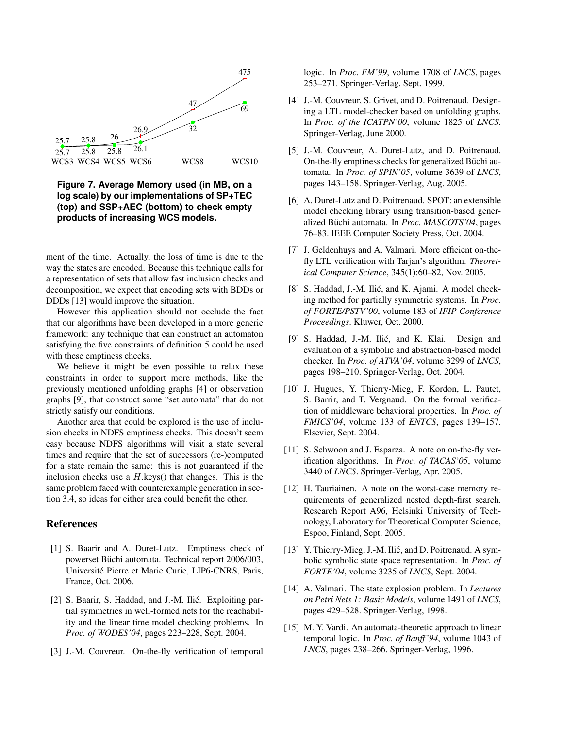475

47

69

26.9

32

25.7 25.8 26

25.7 25.8 25.8 26.1

WCS3 WCS4 WCS5 WCS6 WCS8 WCS10

**Figure 7. Average Memory used (in MB, on a log scale) by our implementations of SP+TEC (top) and SSP+AEC (bottom) to check empty products of increasing WCS models.**

ment of the time. Actually, the loss of time is due to the way the states are encoded. Because this technique calls for a representation of sets that allow fast inclusion checks and decomposition, we expect that encoding sets with BDDs or DDDs [13] would improve the situation.

However this application should not occlude the fact that our algorithms have been developed in a more generic framework: any technique that can construct an automaton satisfying the five constraints of definition 5 could be used with these emptiness checks.

We believe it might be even possible to relax these constraints in order to support more methods, like the previously mentioned unfolding graphs [4] or observation graphs [9], that construct some "set automata" that do not strictly satisfy our conditions.

Another area that could be explored is the use of inclusion checks in NDFS emptiness checks. This doesn't seem easy because NDFS algorithms will visit a state several times and require that the set of successors (re-)computed for a state remain the same: this is not guaranteed if the inclusion checks use a $H$.keys() that changes. This is the same problem faced with counterexample generation in section 3.4, so ideas for either area could benefit the other.

## References

[1] S. Baarir and A. Duret-Lutz. Emptiness check of powerset Büchi automata. Technical report 2006/003, Université Pierre et Marie Curie, LIP6-CNRS, Paris, France, Oct. 2006.

[2] S. Baarir, S. Haddad, and J.-M. Ilié. Exploiting partial symmetries in well-formed nets for the reachability and the linear time model checking problems. In *Proc. of WODES'04*, pages 223–228, Sept. 2004.

[3] J.-M. Couvreur. On-the-fly verification of temporal logic. In *Proc. FM'99*, volume 1708 of *LNCS*, pages 253–271. Springer-Verlag, Sept. 1999.

[4] J.-M. Couvreur, S. Grivet, and D. Poitrenaud. Designing a LTL model-checker based on unfolding graphs. In *Proc. of the ICATPN'00*, volume 1825 of *LNCS*. Springer-Verlag, June 2000.

[5] J.-M. Couvreur, A. Duret-Lutz, and D. Poitrenaud. On-the-fly emptiness checks for generalized Büchi automata. In *Proc. of SPIN'05*, volume 3639 of *LNCS*, pages 143–158. Springer-Verlag, Aug. 2005.

[6] A. Duret-Lutz and D. Poitrenaud. SPOT: an extensible model checking library using transition-based generalized Büchi automata. In *Proc. MASCOTS'04*, pages 76–83. IEEE Computer Society Press, Oct. 2004.

[7] J. Geldenhuys and A. Valmari. More efficient on-the-fly LTL verification with Tarjan's algorithm. *Theoretical Computer Science*, 345(1):60–82, Nov. 2005.

[8] S. Haddad, J.-M. Ilié, and K. Ajami. A model checking method for partially symmetric systems. In *Proc. of FORTE/PSTV'00*, volume 183 of *IFIP Conference Proceedings*. Kluwer, Oct. 2000.

[9] S. Haddad, J.-M. Ilié, and K. Klai. Design and evaluation of a symbolic and abstraction-based model checker. In *Proc. of ATVA'04*, volume 3299 of *LNCS*, pages 198–210. Springer-Verlag, Oct. 2004.

[10] J. Hugues, Y. Thierry-Mieg, F. Kordon, L. Pautet, S. Barrir, and T. Vergnaud. On the formal verification of middleware behavioral properties. In *Proc. of FMICS'04*, volume 133 of *ENTCS*, pages 139–157. Elsevier, Sept. 2004.

[11] S. Schwoon and J. Esparza. A note on on-the-fly verification algorithms. In *Proc. of TACAS'05*, volume 3440 of *LNCS*. Springer-Verlag, Apr. 2005.

[12] H. Tauriainen. A note on the worst-case memory requirements of generalized nested depth-first search. Research Report A96, Helsinki University of Technology, Laboratory for Theoretical Computer Science, Espoo, Finland, Sept. 2005.

[13] Y. Thierry-Mieg, J.-M. Ilié, and D. Poitrenaud. A symbolic symbolic state space representation. In *Proc. of FORTE'04*, volume 3235 of *LNCS*, Sept. 2004.

[14] A. Valmari. The state explosion problem. In *Lectures on Petri Nets 1: Basic Models*, volume 1491 of *LNCS*, pages 429–528. Springer-Verlag, 1998.

[15] M. Y. Vardi. An automata-theoretic approach to linear temporal logic. In *Proc. of Banff'94*, volume 1043 of *LNCS*, pages 238–266. Springer-Verlag, 1996.